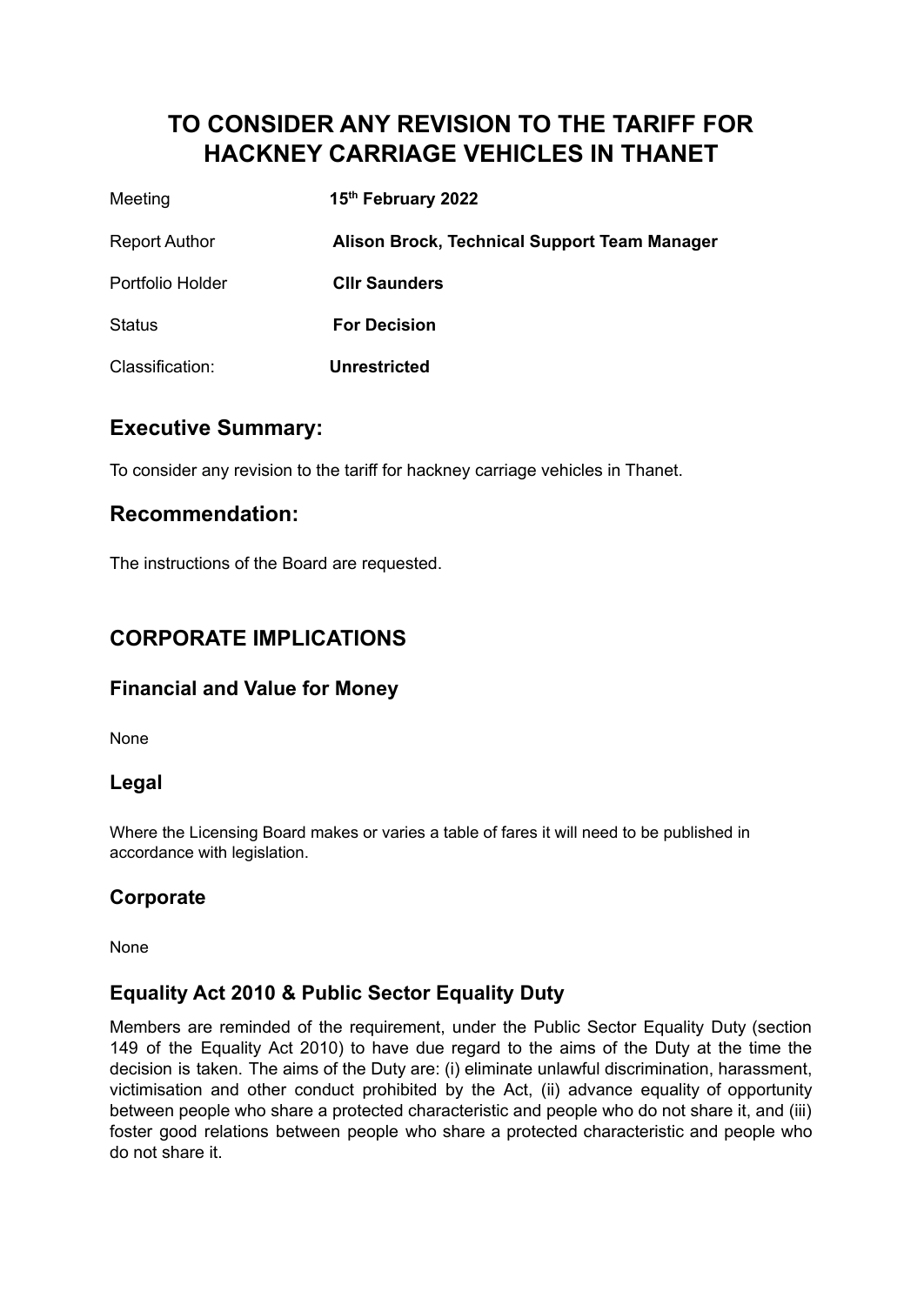# TO CONSIDER ANY REVISION TO THE TARIFF FOR HACKNEY CARRIAGE VEHICLES IN THANET

| | |
|---|---|
| Meeting | **15th February 2022** |
| Report Author | **Alison Brock, Technical Support Team Manager** |
| Portfolio Holder | **Cllr Saunders** |
| Status | **For Decision** |
| Classification: | **Unrestricted** |

## Executive Summary:

To consider any revision to the tariff for hackney carriage vehicles in Thanet.

## Recommendation:

The instructions of the Board are requested.

## CORPORATE IMPLICATIONS

### Financial and Value for Money

None

### Legal

Where the Licensing Board makes or varies a table of fares it will need to be published in accordance with legislation.

### Corporate

None

### Equality Act 2010 & Public Sector Equality Duty

Members are reminded of the requirement, under the Public Sector Equality Duty (section 149 of the Equality Act 2010) to have due regard to the aims of the Duty at the time the decision is taken. The aims of the Duty are: (i) eliminate unlawful discrimination, harassment, victimisation and other conduct prohibited by the Act, (ii) advance equality of opportunity between people who share a protected characteristic and people who do not share it, and (iii) foster good relations between people who share a protected characteristic and people who do not share it.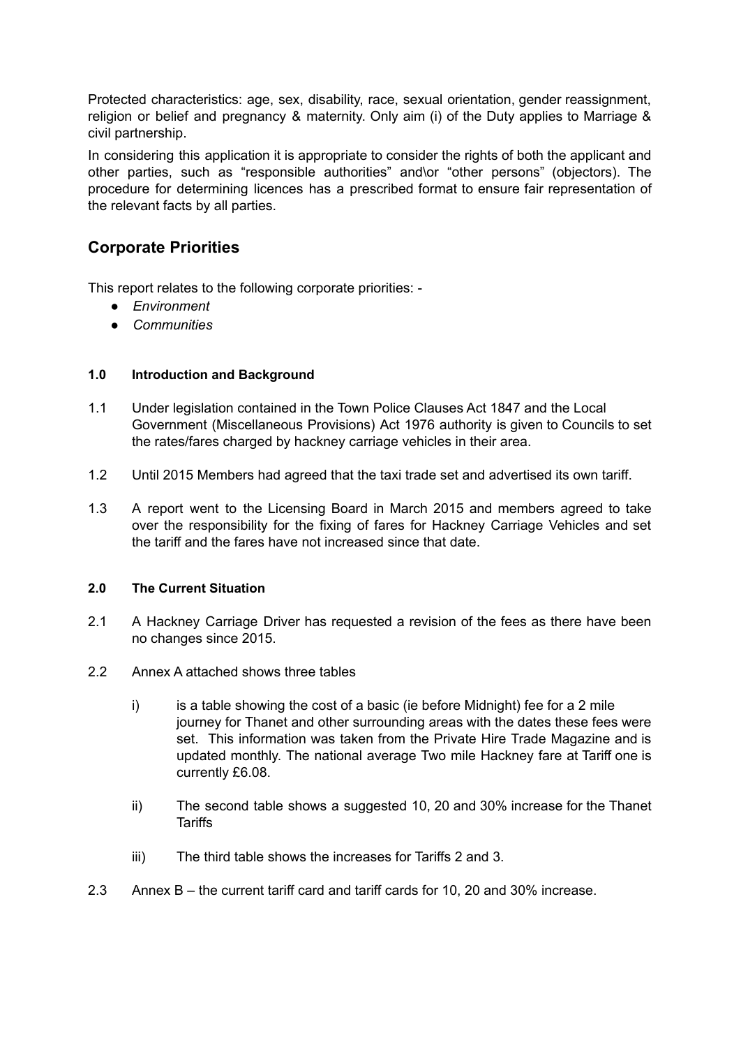Protected characteristics: age, sex, disability, race, sexual orientation, gender reassignment, religion or belief and pregnancy & maternity. Only aim (i) of the Duty applies to Marriage & civil partnership.

In considering this application it is appropriate to consider the rights of both the applicant and other parties, such as "responsible authorities" and\or "other persons" (objectors). The procedure for determining licences has a prescribed format to ensure fair representation of the relevant facts by all parties.

## Corporate Priorities

This report relates to the following corporate priorities: -

- *Environment*
- *Communities*

**1.0 Introduction and Background**

1.1 Under legislation contained in the Town Police Clauses Act 1847 and the Local Government (Miscellaneous Provisions) Act 1976 authority is given to Councils to set the rates/fares charged by hackney carriage vehicles in their area.

1.2 Until 2015 Members had agreed that the taxi trade set and advertised its own tariff.

1.3 A report went to the Licensing Board in March 2015 and members agreed to take over the responsibility for the fixing of fares for Hackney Carriage Vehicles and set the tariff and the fares have not increased since that date.

**2.0 The Current Situation**

2.1 A Hackney Carriage Driver has requested a revision of the fees as there have been no changes since 2015.

2.2 Annex A attached shows three tables

i) is a table showing the cost of a basic (ie before Midnight) fee for a 2 mile journey for Thanet and other surrounding areas with the dates these fees were set. This information was taken from the Private Hire Trade Magazine and is updated monthly. The national average Two mile Hackney fare at Tariff one is currently £6.08.

ii) The second table shows a suggested 10, 20 and 30% increase for the Thanet Tariffs

iii) The third table shows the increases for Tariffs 2 and 3.

2.3 Annex B – the current tariff card and tariff cards for 10, 20 and 30% increase.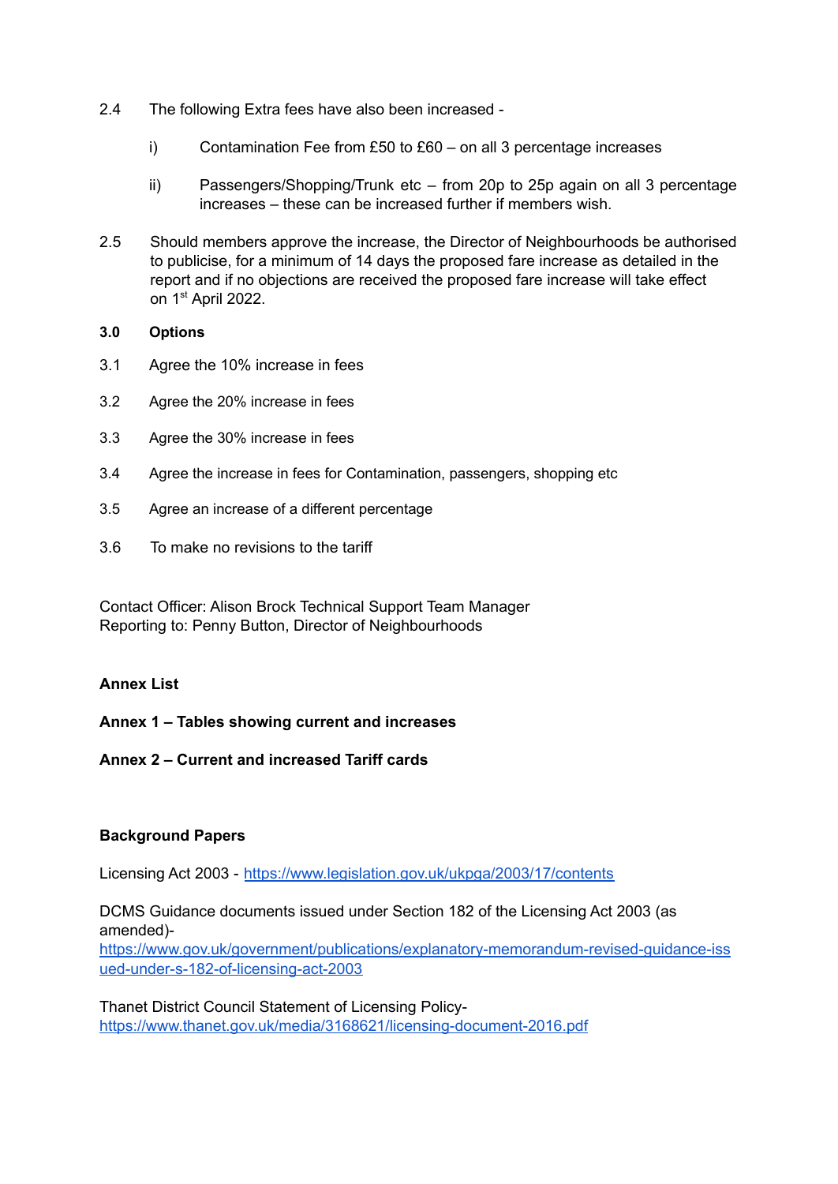2.4 The following Extra fees have also been increased -

i) Contamination Fee from £50 to £60 – on all 3 percentage increases

ii) Passengers/Shopping/Trunk etc – from 20p to 25p again on all 3 percentage increases – these can be increased further if members wish.

2.5 Should members approve the increase, the Director of Neighbourhoods be authorised to publicise, for a minimum of 14 days the proposed fare increase as detailed in the report and if no objections are received the proposed fare increase will take effect on 1st April 2022.

**3.0 Options**

3.1 Agree the 10% increase in fees

3.2 Agree the 20% increase in fees

3.3 Agree the 30% increase in fees

3.4 Agree the increase in fees for Contamination, passengers, shopping etc

3.5 Agree an increase of a different percentage

3.6 To make no revisions to the tariff

Contact Officer: Alison Brock Technical Support Team Manager
Reporting to: Penny Button, Director of Neighbourhoods

**Annex List**

**Annex 1 – Tables showing current and increases**

**Annex 2 – Current and increased Tariff cards**

**Background Papers**

Licensing Act 2003 - https://www.legislation.gov.uk/ukpga/2003/17/contents

DCMS Guidance documents issued under Section 182 of the Licensing Act 2003 (as amended)-
https://www.gov.uk/government/publications/explanatory-memorandum-revised-guidance-issued-under-s-182-of-licensing-act-2003

Thanet District Council Statement of Licensing Policy-
https://www.thanet.gov.uk/media/3168621/licensing-document-2016.pdf